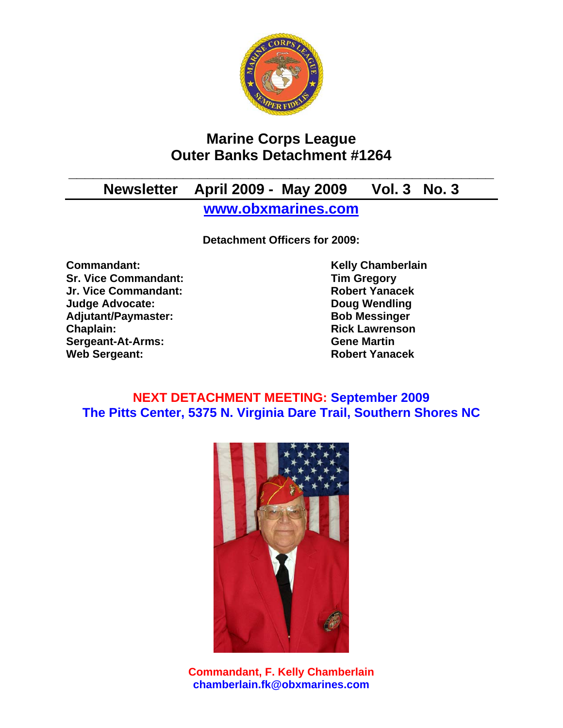# Marine Corps League
# Outer Banks Detachment #1264

## Newsletter April 2009 - May 2009 Vol. 3 No. 3

**[www.obxmarines.com](http://www.obxmarines.com)**

**Detachment Officers for 2009:**

| | |
|---|---|
| **Commandant:** | **Kelly Chamberlain** |
| **Sr. Vice Commandant:** | **Tim Gregory** |
| **Jr. Vice Commandant:** | **Robert Yanacek** |
| **Judge Advocate:** | **Doug Wendling** |
| **Adjutant/Paymaster:** | **Bob Messinger** |
| **Chaplain:** | **Rick Lawrenson** |
| **Sergeant-At-Arms:** | **Gene Martin** |
| **Web Sergeant:** | **Robert Yanacek** |

**NEXT DETACHMENT MEETING: September 2009**
**The Pitts Center, 5375 N. Virginia Dare Trail, Southern Shores NC**

**Commandant, F. Kelly Chamberlain**
**chamberlain.fk@obxmarines.com**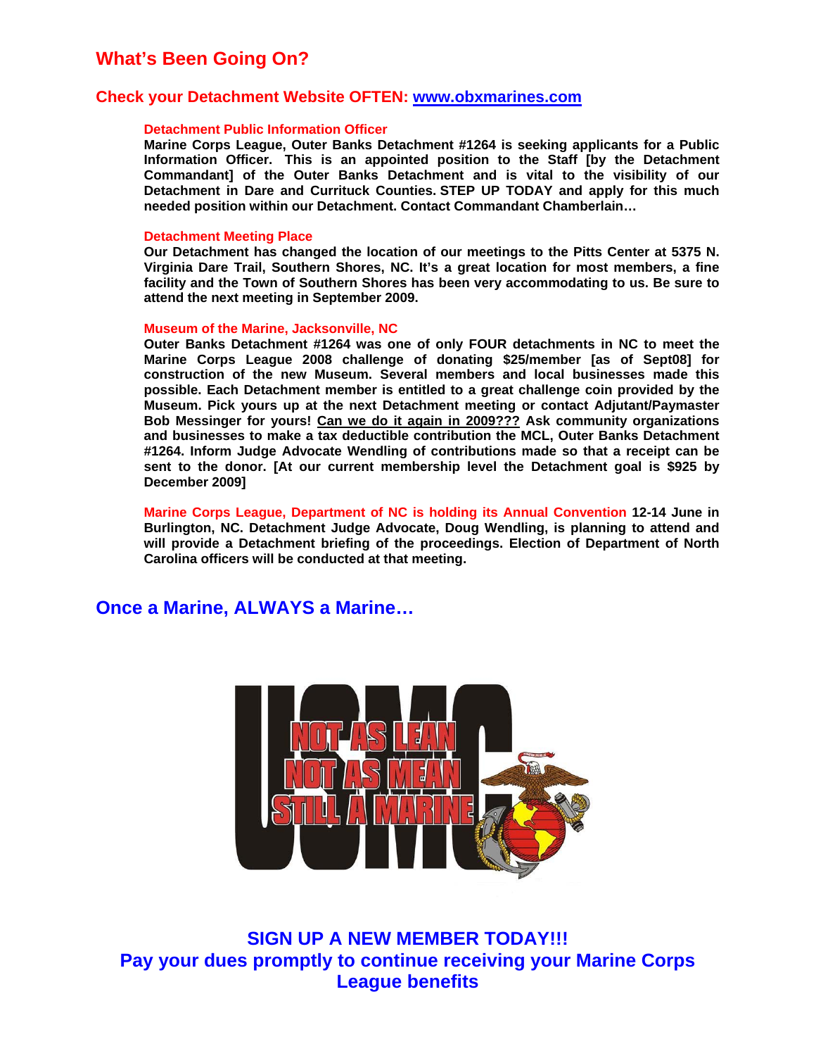## What's Been Going On?

### Check your Detachment Website OFTEN: www.obxmarines.com

**Detachment Public Information Officer**

**Marine Corps League, Outer Banks Detachment #1264 is seeking applicants for a Public Information Officer. This is an appointed position to the Staff [by the Detachment Commandant] of the Outer Banks Detachment and is vital to the visibility of our Detachment in Dare and Currituck Counties. STEP UP TODAY and apply for this much needed position within our Detachment. Contact Commandant Chamberlain…**

**Detachment Meeting Place**

**Our Detachment has changed the location of our meetings to the Pitts Center at 5375 N. Virginia Dare Trail, Southern Shores, NC. It's a great location for most members, a fine facility and the Town of Southern Shores has been very accommodating to us. Be sure to attend the next meeting in September 2009.**

**Museum of the Marine, Jacksonville, NC**

**Outer Banks Detachment #1264 was one of only FOUR detachments in NC to meet the Marine Corps League 2008 challenge of donating $25/member [as of Sept08] for construction of the new Museum. Several members and local businesses made this possible. Each Detachment member is entitled to a great challenge coin provided by the Museum. Pick yours up at the next Detachment meeting or contact Adjutant/Paymaster Bob Messinger for yours! Can we do it again in 2009??? Ask community organizations and businesses to make a tax deductible contribution the MCL, Outer Banks Detachment #1264. Inform Judge Advocate Wendling of contributions made so that a receipt can be sent to the donor. [At our current membership level the Detachment goal is $925 by December 2009]**

**Marine Corps League, Department of NC is holding its Annual Convention 12-14 June in Burlington, NC. Detachment Judge Advocate, Doug Wendling, is planning to attend and will provide a Detachment briefing of the proceedings. Election of Department of North Carolina officers will be conducted at that meeting.**

## Once a Marine, ALWAYS a Marine…

USMC — NOT AS LEAN, NOT AS MEAN, STILL A MARINE

**SIGN UP A NEW MEMBER TODAY!!!**
**Pay your dues promptly to continue receiving your Marine Corps League benefits**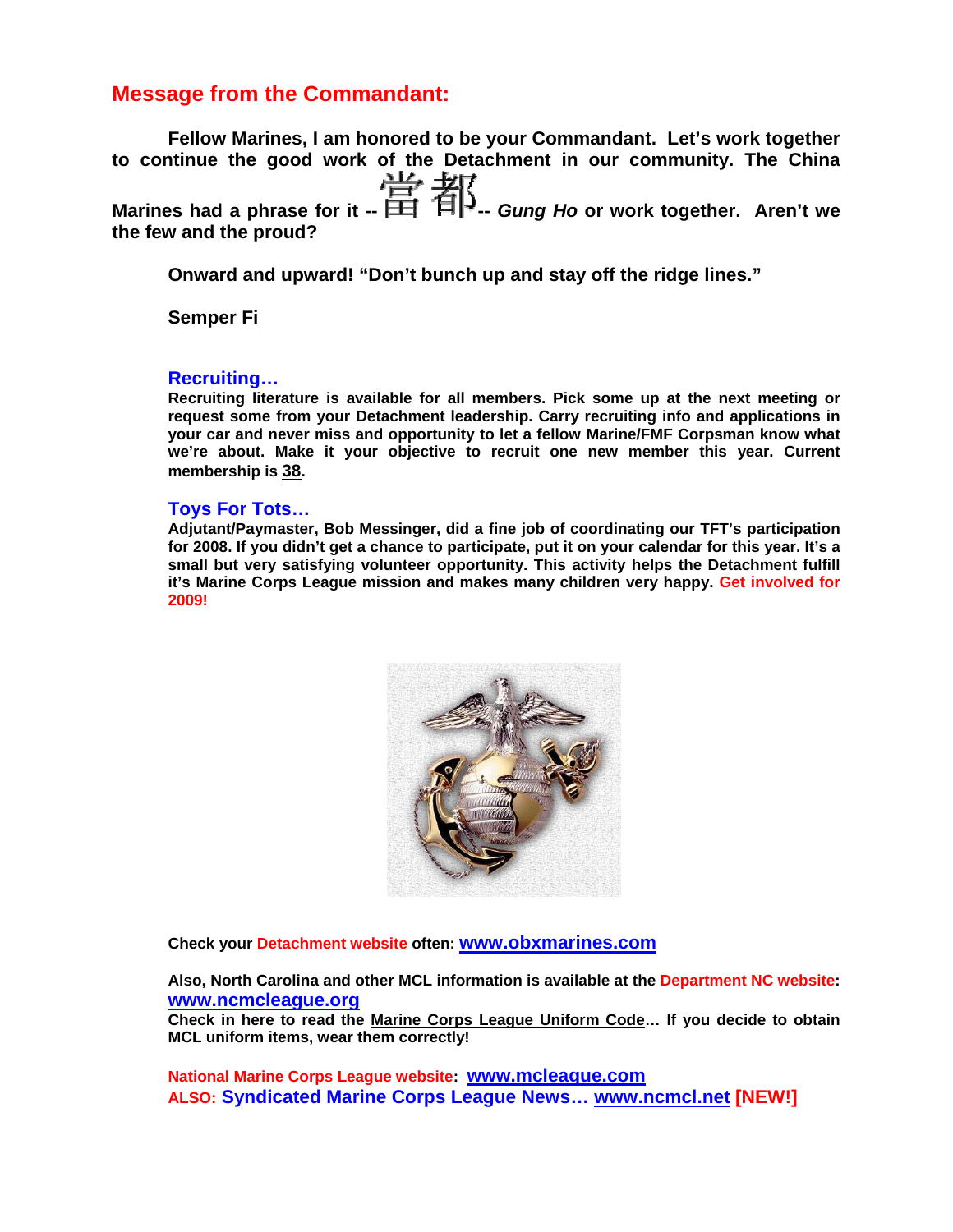## Message from the Commandant:

**Fellow Marines, I am honored to be your Commandant. Let's work together to continue the good work of the Detachment in our community. The China Marines had a phrase for it -- 當 都 -- *Gung Ho* or work together. Aren't we the few and the proud?**

**Onward and upward! "Don't bunch up and stay off the ridge lines."**

**Semper Fi**

### Recruiting…

**Recruiting literature is available for all members. Pick some up at the next meeting or request some from your Detachment leadership. Carry recruiting info and applications in your car and never miss and opportunity to let a fellow Marine/FMF Corpsman know what we're about. Make it your objective to recruit one new member this year. Current membership is 38.**

### Toys For Tots…

**Adjutant/Paymaster, Bob Messinger, did a fine job of coordinating our TFT's participation for 2008. If you didn't get a chance to participate, put it on your calendar for this year. It's a small but very satisfying volunteer opportunity. This activity helps the Detachment fulfill it's Marine Corps League mission and makes many children very happy. Get involved for 2009!**

**Check your Detachment website often: www.obxmarines.com**

**Also, North Carolina and other MCL information is available at the Department NC website: www.ncmcleague.org**
**Check in here to read the Marine Corps League Uniform Code… If you decide to obtain MCL uniform items, wear them correctly!**

**National Marine Corps League website: www.mcleague.com**
**ALSO: Syndicated Marine Corps League News… www.ncmcl.net [NEW!]**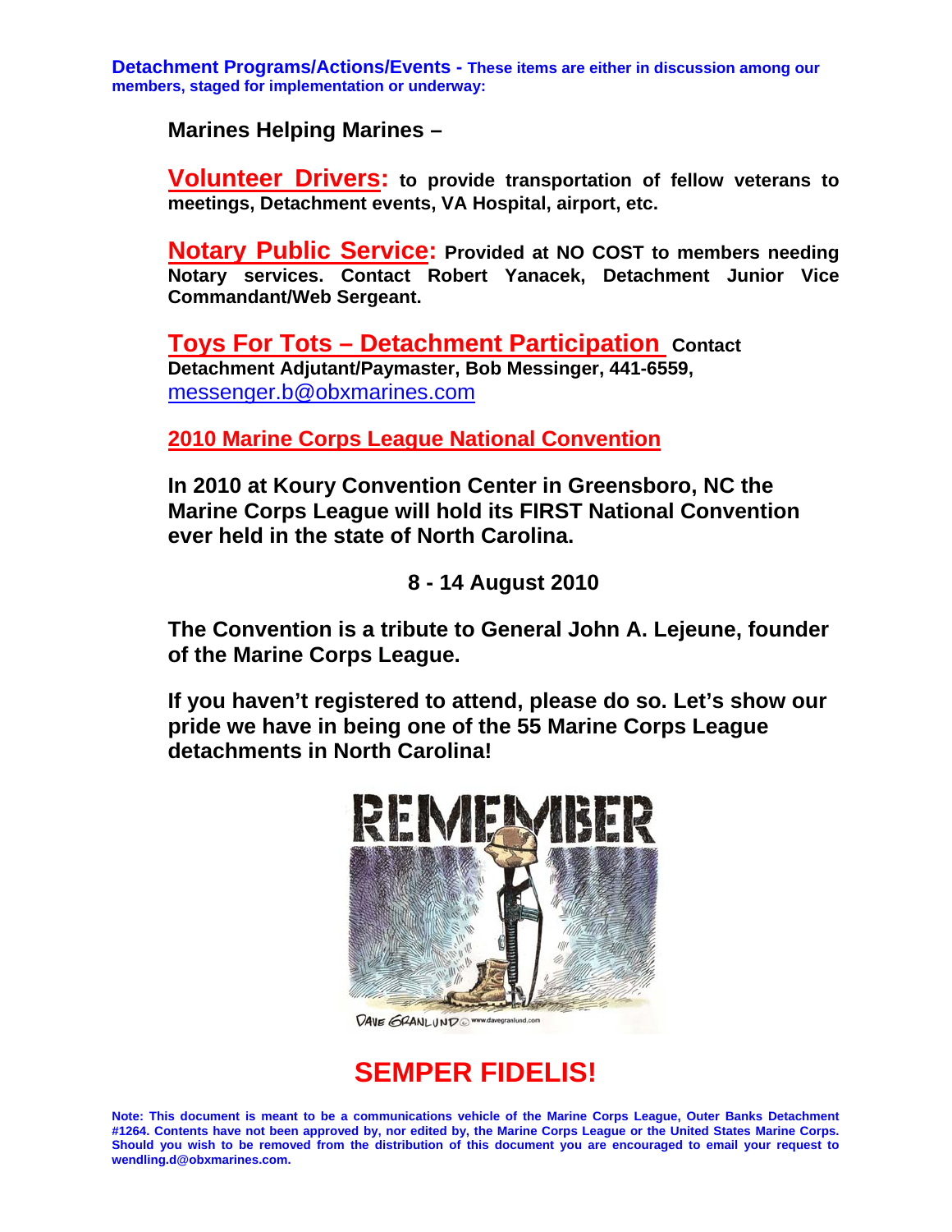**Detachment Programs/Actions/Events - These items are either in discussion among our members, staged for implementation or underway:**

**Marines Helping Marines –**

**Volunteer Drivers: to provide transportation of fellow veterans to meetings, Detachment events, VA Hospital, airport, etc.**

**Notary Public Service: Provided at NO COST to members needing Notary services. Contact Robert Yanacek, Detachment Junior Vice Commandant/Web Sergeant.**

**Toys For Tots – Detachment Participation Contact Detachment Adjutant/Paymaster, Bob Messinger, 441-6559,** messenger.b@obxmarines.com

**2010 Marine Corps League National Convention**

**In 2010 at Koury Convention Center in Greensboro, NC the Marine Corps League will hold its FIRST National Convention ever held in the state of North Carolina.**

**8 - 14 August 2010**

**The Convention is a tribute to General John A. Lejeune, founder of the Marine Corps League.**

**If you haven't registered to attend, please do so. Let's show our pride we have in being one of the 55 Marine Corps League detachments in North Carolina!**

REMEMBER

DAVE GRANLUND © www.davegranlund.com

**SEMPER FIDELIS!**

**Note: This document is meant to be a communications vehicle of the Marine Corps League, Outer Banks Detachment #1264. Contents have not been approved by, nor edited by, the Marine Corps League or the United States Marine Corps. Should you wish to be removed from the distribution of this document you are encouraged to email your request to wendling.d@obxmarines.com.**